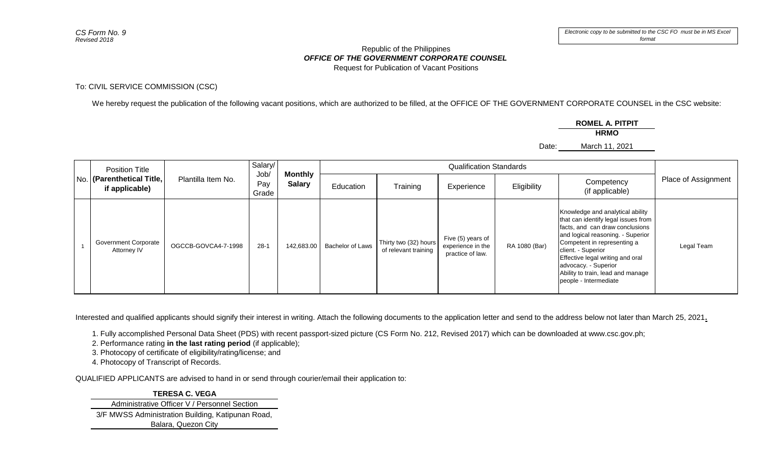*CS Form No. 9*
*Revised 2018*

*Electronic copy to be submitted to the CSC FO must be in MS Excel format*

Republic of the Philippines
***OFFICE OF THE GOVERNMENT CORPORATE COUNSEL***
Request for Publication of Vacant Positions

To: CIVIL SERVICE COMMISSION (CSC)

We hereby request the publication of the following vacant positions, which are authorized to be filled, at the OFFICE OF THE GOVERNMENT CORPORATE COUNSEL in the CSC website:

**ROMEL A. PITPIT**
**HRMO**

Date: March 11, 2021

| No. | Position Title **(Parenthetical Title, if applicable)** | Plantilla Item No. | Salary/ Job/ Pay Grade | **Monthly Salary** | Qualification Standards | | | | | Place of Assignment |
|---|---|---|---|---|---|---|---|---|---|---|
| | | | | | Education | Training | Experience | Eligibility | Competency (if applicable) | |
| 1 | Government Corporate Attorney IV | OGCCB-GOVCA4-7-1998 | 28-1 | 142,683.00 | Bachelor of Laws | Thirty two (32) hours of relevant training | Five (5) years of experience in the practice of law. | RA 1080 (Bar) | Knowledge and analytical ability that can identify legal issues from facts, and can draw conclusions and logical reasoning. - Superior Competent in representing a client. - Superior Effective legal writing and oral advocacy. - Superior Ability to train, lead and manage people - Intermediate | Legal Team |

Interested and qualified applicants should signify their interest in writing. Attach the following documents to the application letter and send to the address below not later than March 25, 2021**.**

1. Fully accomplished Personal Data Sheet (PDS) with recent passport-sized picture (CS Form No. 212, Revised 2017) which can be downloaded at www.csc.gov.ph;
2. Performance rating **in the last rating period** (if applicable);
3. Photocopy of certificate of eligibility/rating/license; and
4. Photocopy of Transcript of Records.

QUALIFIED APPLICANTS are advised to hand in or send through courier/email their application to:

**TERESA C. VEGA**
Administrative Officer V / Personnel Section
3/F MWSS Administration Building, Katipunan Road, Balara, Quezon City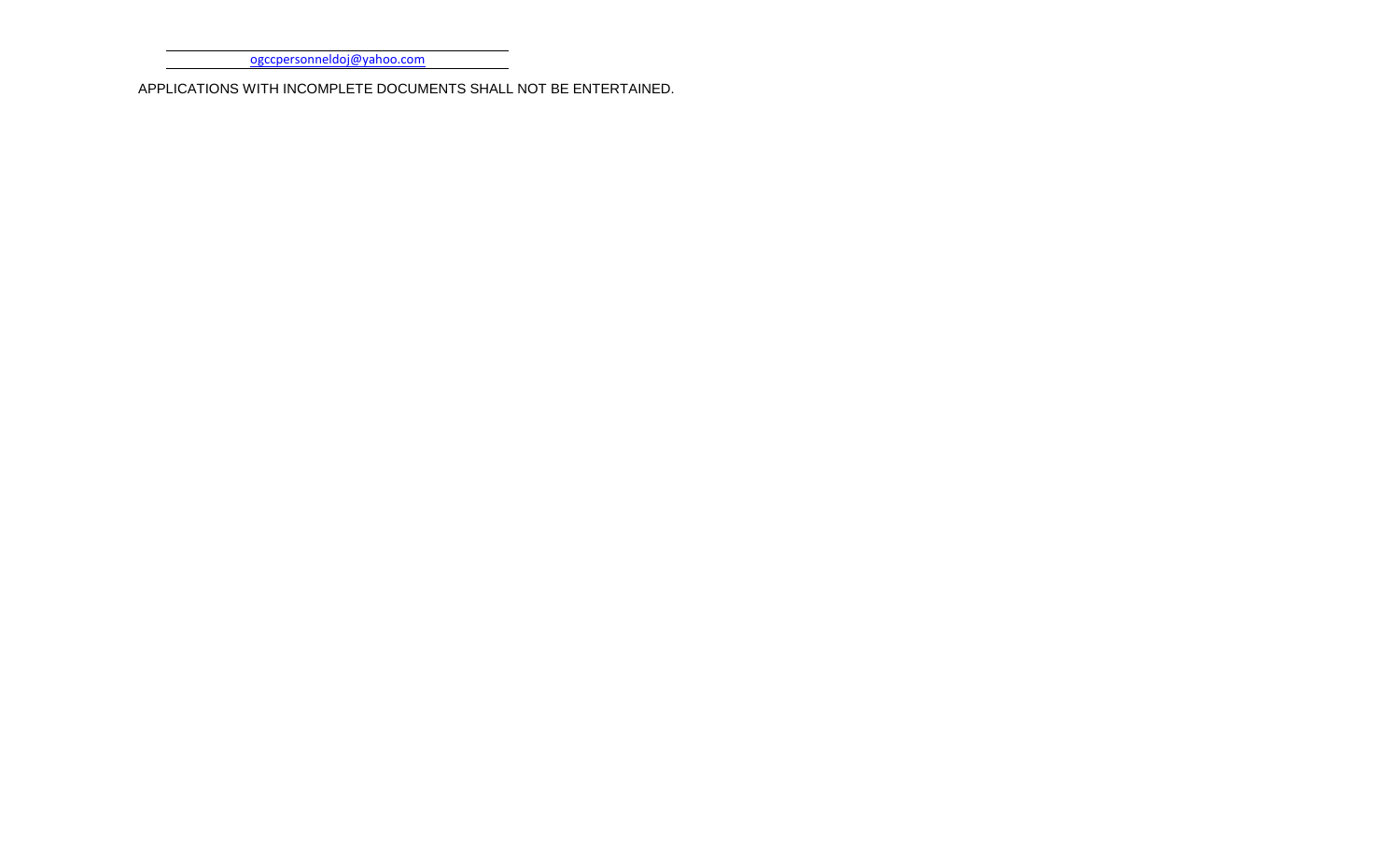ogccpersonneldoj@yahoo.com

APPLICATIONS WITH INCOMPLETE DOCUMENTS SHALL NOT BE ENTERTAINED.